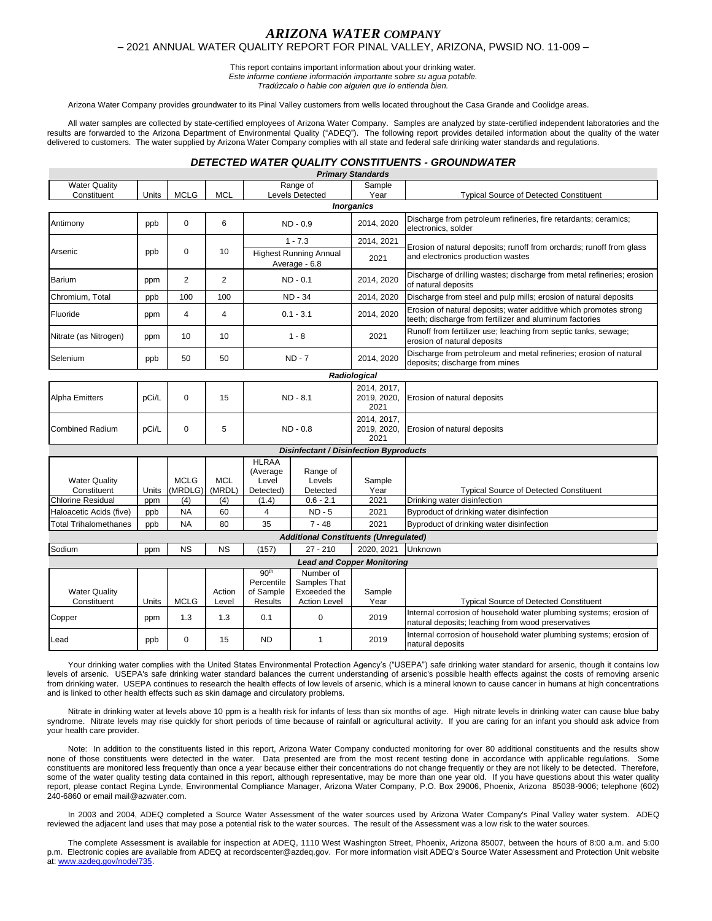# *ARIZONA WATER COMPANY*

## – 2021 ANNUAL WATER QUALITY REPORT FOR PINAL VALLEY, ARIZONA, PWSID NO. 11-009 –

This report contains important information about your drinking water.
*Este informe contiene información importante sobre su agua potable.*
*Tradúzcalo o hable con alguien que lo entienda bien.*

Arizona Water Company provides groundwater to its Pinal Valley customers from wells located throughout the Casa Grande and Coolidge areas.

All water samples are collected by state-certified employees of Arizona Water Company. Samples are analyzed by state-certified independent laboratories and the results are forwarded to the Arizona Department of Environmental Quality ("ADEQ"). The following report provides detailed information about the quality of the water delivered to customers. The water supplied by Arizona Water Company complies with all state and federal safe drinking water standards and regulations.

### *DETECTED WATER QUALITY CONSTITUENTS - GROUNDWATER*

***Primary Standards***

| Water Quality Constituent | Units | MCLG | MCL | Range of Levels Detected | Sample Year | Typical Source of Detected Constituent |
|---|---|---|---|---|---|---|
| ***Inorganics*** | | | | | | |
| Antimony | ppb | 0 | 6 | ND - 0.9 | 2014, 2020 | Discharge from petroleum refineries, fire retardants; ceramics; electronics, solder |
| Arsenic | ppb | 0 | 10 | 1 - 7.3 | 2014, 2021 | Erosion of natural deposits; runoff from orchards; runoff from glass and electronics production wastes |
| | | | | Highest Running Annual Average - 6.8 | 2021 | |
| Barium | ppm | 2 | 2 | ND - 0.1 | 2014, 2020 | Discharge of drilling wastes; discharge from metal refineries; erosion of natural deposits |
| Chromium, Total | ppb | 100 | 100 | ND - 34 | 2014, 2020 | Discharge from steel and pulp mills; erosion of natural deposits |
| Fluoride | ppm | 4 | 4 | 0.1 - 3.1 | 2014, 2020 | Erosion of natural deposits; water additive which promotes strong teeth; discharge from fertilizer and aluminum factories |
| Nitrate (as Nitrogen) | ppm | 10 | 10 | 1 - 8 | 2021 | Runoff from fertilizer use; leaching from septic tanks, sewage; erosion of natural deposits |
| Selenium | ppb | 50 | 50 | ND - 7 | 2014, 2020 | Discharge from petroleum and metal refineries; erosion of natural deposits; discharge from mines |
| ***Radiological*** | | | | | | |
| Alpha Emitters | pCi/L | 0 | 15 | ND - 8.1 | 2014, 2017, 2019, 2020, 2021 | Erosion of natural deposits |
| Combined Radium | pCi/L | 0 | 5 | ND - 0.8 | 2014, 2017, 2019, 2020, 2021 | Erosion of natural deposits |

***Disinfectant / Disinfection Byproducts***

| Water Quality Constituent | Units | MCLG (MRDLG) | MCL (MRDL) | HLRAA (Average Level Detected) | Range of Levels Detected | Sample Year | Typical Source of Detected Constituent |
|---|---|---|---|---|---|---|---|
| Chlorine Residual | ppm | (4) | (4) | (1.4) | 0.6 - 2.1 | 2021 | Drinking water disinfection |
| Haloacetic Acids (five) | ppb | NA | 60 | 4 | ND - 5 | 2021 | Byproduct of drinking water disinfection |
| Total Trihalomethanes | ppb | NA | 80 | 35 | 7 - 48 | 2021 | Byproduct of drinking water disinfection |
| ***Additional Constituents (Unregulated)*** | | | | | | | |
| Sodium | ppm | NS | NS | (157) | 27 - 210 | 2020, 2021 | Unknown |

***Lead and Copper Monitoring***

| Water Quality Constituent | Units | MCLG | Action Level | 90th Percentile of Sample Results | Number of Samples That Exceeded the Action Level | Sample Year | Typical Source of Detected Constituent |
|---|---|---|---|---|---|---|---|
| Copper | ppm | 1.3 | 1.3 | 0.1 | 0 | 2019 | Internal corrosion of household water plumbing systems; erosion of natural deposits; leaching from wood preservatives |
| Lead | ppb | 0 | 15 | ND | 1 | 2019 | Internal corrosion of household water plumbing systems; erosion of natural deposits |

Your drinking water complies with the United States Environmental Protection Agency's ("USEPA") safe drinking water standard for arsenic, though it contains low levels of arsenic. USEPA's safe drinking water standard balances the current understanding of arsenic's possible health effects against the costs of removing arsenic from drinking water. USEPA continues to research the health effects of low levels of arsenic, which is a mineral known to cause cancer in humans at high concentrations and is linked to other health effects such as skin damage and circulatory problems.

Nitrate in drinking water at levels above 10 ppm is a health risk for infants of less than six months of age. High nitrate levels in drinking water can cause blue baby syndrome. Nitrate levels may rise quickly for short periods of time because of rainfall or agricultural activity. If you are caring for an infant you should ask advice from your health care provider.

Note: In addition to the constituents listed in this report, Arizona Water Company conducted monitoring for over 80 additional constituents and the results show none of those constituents were detected in the water. Data presented are from the most recent testing done in accordance with applicable regulations. Some constituents are monitored less frequently than once a year because either their concentrations do not change frequently or they are not likely to be detected. Therefore, some of the water quality testing data contained in this report, although representative, may be more than one year old. If you have questions about this water quality report, please contact Regina Lynde, Environmental Compliance Manager, Arizona Water Company, P.O. Box 29006, Phoenix, Arizona 85038-9006; telephone (602) 240-6860 or email mail@azwater.com.

In 2003 and 2004, ADEQ completed a Source Water Assessment of the water sources used by Arizona Water Company's Pinal Valley water system. ADEQ reviewed the adjacent land uses that may pose a potential risk to the water sources. The result of the Assessment was a low risk to the water sources.

The complete Assessment is available for inspection at ADEQ, 1110 West Washington Street, Phoenix, Arizona 85007, between the hours of 8:00 a.m. and 5:00 p.m. Electronic copies are available from ADEQ at recordscenter@azdeq.gov. For more information visit ADEQ's Source Water Assessment and Protection Unit website at: www.azdeq.gov/node/735.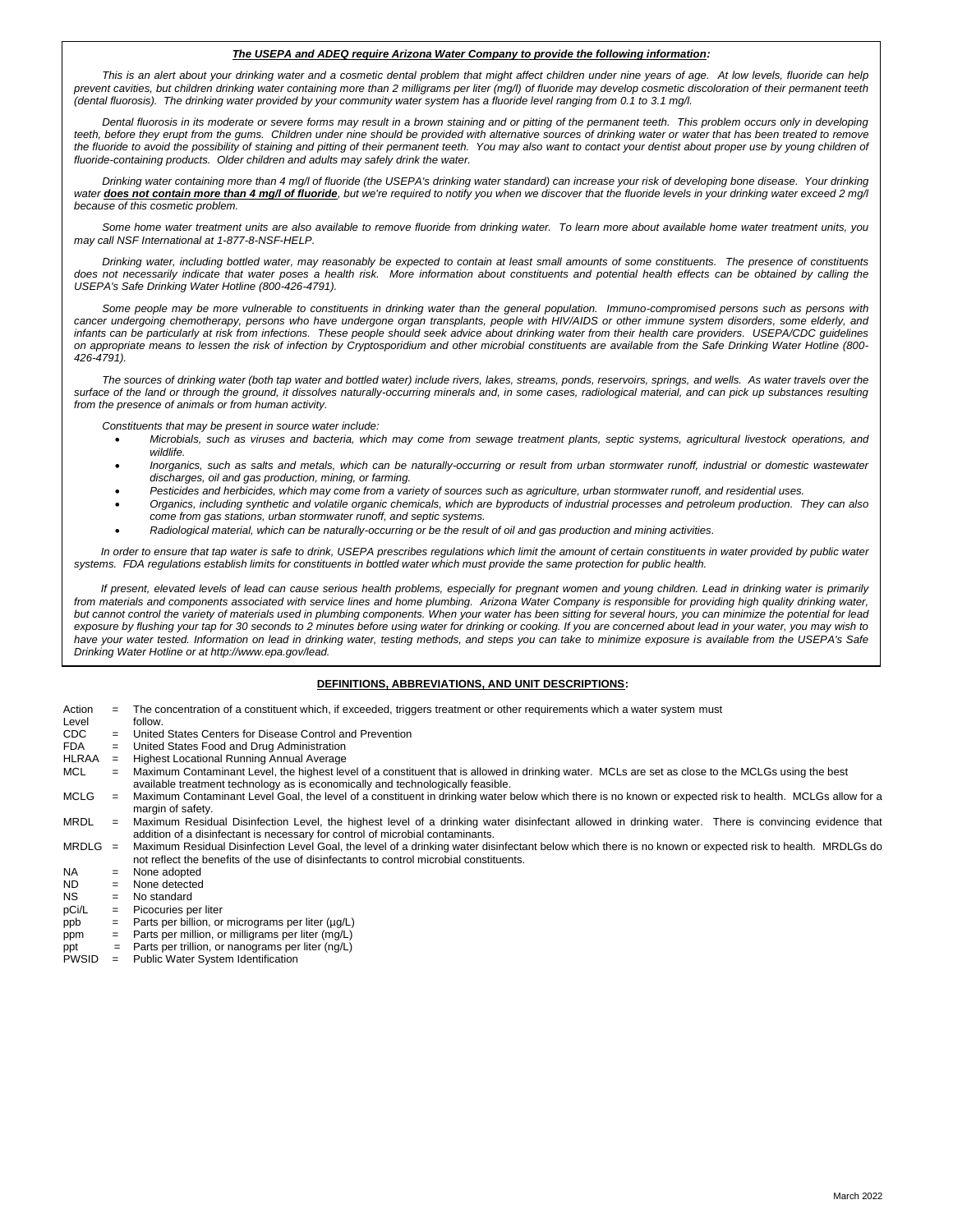***The USEPA and ADEQ require Arizona Water Company to provide the following information:***

*This is an alert about your drinking water and a cosmetic dental problem that might affect children under nine years of age. At low levels, fluoride can help prevent cavities, but children drinking water containing more than 2 milligrams per liter (mg/l) of fluoride may develop cosmetic discoloration of their permanent teeth (dental fluorosis). The drinking water provided by your community water system has a fluoride level ranging from 0.1 to 3.1 mg/l.*

*Dental fluorosis in its moderate or severe forms may result in a brown staining and or pitting of the permanent teeth. This problem occurs only in developing teeth, before they erupt from the gums. Children under nine should be provided with alternative sources of drinking water or water that has been treated to remove the fluoride to avoid the possibility of staining and pitting of their permanent teeth. You may also want to contact your dentist about proper use by young children of fluoride-containing products. Older children and adults may safely drink the water.*

*Drinking water containing more than 4 mg/l of fluoride (the USEPA's drinking water standard) can increase your risk of developing bone disease. Your drinking water* ***does not contain more than 4 mg/l of fluoride****, but we're required to notify you when we discover that the fluoride levels in your drinking water exceed 2 mg/l because of this cosmetic problem.*

*Some home water treatment units are also available to remove fluoride from drinking water. To learn more about available home water treatment units, you may call NSF International at 1-877-8-NSF-HELP.*

*Drinking water, including bottled water, may reasonably be expected to contain at least small amounts of some constituents. The presence of constituents does not necessarily indicate that water poses a health risk. More information about constituents and potential health effects can be obtained by calling the USEPA's Safe Drinking Water Hotline (800-426-4791).*

*Some people may be more vulnerable to constituents in drinking water than the general population. Immuno-compromised persons such as persons with cancer undergoing chemotherapy, persons who have undergone organ transplants, people with HIV/AIDS or other immune system disorders, some elderly, and infants can be particularly at risk from infections. These people should seek advice about drinking water from their health care providers. USEPA/CDC guidelines on appropriate means to lessen the risk of infection by Cryptosporidium and other microbial constituents are available from the Safe Drinking Water Hotline (800-426-4791).*

*The sources of drinking water (both tap water and bottled water) include rivers, lakes, streams, ponds, reservoirs, springs, and wells. As water travels over the surface of the land or through the ground, it dissolves naturally-occurring minerals and, in some cases, radiological material, and can pick up substances resulting from the presence of animals or from human activity.*

*Constituents that may be present in source water include:*

- *Microbials, such as viruses and bacteria, which may come from sewage treatment plants, septic systems, agricultural livestock operations, and wildlife.*
- *Inorganics, such as salts and metals, which can be naturally-occurring or result from urban stormwater runoff, industrial or domestic wastewater discharges, oil and gas production, mining, or farming.*
- *Pesticides and herbicides, which may come from a variety of sources such as agriculture, urban stormwater runoff, and residential uses.*
- *Organics, including synthetic and volatile organic chemicals, which are byproducts of industrial processes and petroleum production. They can also come from gas stations, urban stormwater runoff, and septic systems.*
- *Radiological material, which can be naturally-occurring or be the result of oil and gas production and mining activities.*

*In order to ensure that tap water is safe to drink, USEPA prescribes regulations which limit the amount of certain constituents in water provided by public water systems. FDA regulations establish limits for constituents in bottled water which must provide the same protection for public health.*

*If present, elevated levels of lead can cause serious health problems, especially for pregnant women and young children. Lead in drinking water is primarily from materials and components associated with service lines and home plumbing. Arizona Water Company is responsible for providing high quality drinking water, but cannot control the variety of materials used in plumbing components. When your water has been sitting for several hours, you can minimize the potential for lead exposure by flushing your tap for 30 seconds to 2 minutes before using water for drinking or cooking. If you are concerned about lead in your water, you may wish to have your water tested. Information on lead in drinking water, testing methods, and steps you can take to minimize exposure is available from the USEPA's Safe Drinking Water Hotline or at http://www.epa.gov/lead.*

**DEFINITIONS, ABBREVIATIONS, AND UNIT DESCRIPTIONS:**

| | | |
|---|---|---|
| Action Level | = | The concentration of a constituent which, if exceeded, triggers treatment or other requirements which a water system must follow. |
| CDC | = | United States Centers for Disease Control and Prevention |
| FDA | = | United States Food and Drug Administration |
| HLRAA | = | Highest Locational Running Annual Average |
| MCL | = | Maximum Contaminant Level, the highest level of a constituent that is allowed in drinking water. MCLs are set as close to the MCLGs using the best available treatment technology as is economically and technologically feasible. |
| MCLG | = | Maximum Contaminant Level Goal, the level of a constituent in drinking water below which there is no known or expected risk to health. MCLGs allow for a margin of safety. |
| MRDL | = | Maximum Residual Disinfection Level, the highest level of a drinking water disinfectant allowed in drinking water. There is convincing evidence that addition of a disinfectant is necessary for control of microbial contaminants. |
| MRDLG | = | Maximum Residual Disinfection Level Goal, the level of a drinking water disinfectant below which there is no known or expected risk to health. MRDLGs do not reflect the benefits of the use of disinfectants to control microbial constituents. |
| NA | = | None adopted |
| ND | = | None detected |
| NS | = | No standard |
| pCi/L | = | Picocuries per liter |
| ppb | = | Parts per billion, or micrograms per liter (µg/L) |
| ppm | = | Parts per million, or milligrams per liter (mg/L) |
| ppt | = | Parts per trillion, or nanograms per liter (ng/L) |
| PWSID | = | Public Water System Identification |

March 2022